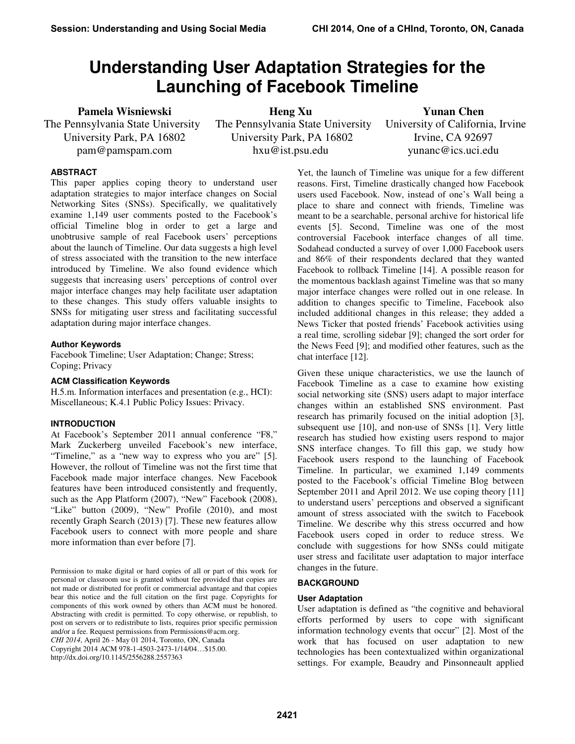# Understanding User Adaptation Strategies for the Launching of Facebook Timeline

**Pamela Wisniewski**
The Pennsylvania State University
University Park, PA 16802
pam@pamspam.com

**Heng Xu**
The Pennsylvania State University
University Park, PA 16802
hxu@ist.psu.edu

**Yunan Chen**
University of California, Irvine
Irvine, CA 92697
yunanc@ics.uci.edu

## ABSTRACT

This paper applies coping theory to understand user adaptation strategies to major interface changes on Social Networking Sites (SNSs). Specifically, we qualitatively examine 1,149 user comments posted to the Facebook's official Timeline blog in order to get a large and unobtrusive sample of real Facebook users' perceptions about the launch of Timeline. Our data suggests a high level of stress associated with the transition to the new interface introduced by Timeline. We also found evidence which suggests that increasing users' perceptions of control over major interface changes may help facilitate user adaptation to these changes. This study offers valuable insights to SNSs for mitigating user stress and facilitating successful adaptation during major interface changes.

### Author Keywords

Facebook Timeline; User Adaptation; Change; Stress; Coping; Privacy

### ACM Classification Keywords

H.5.m. Information interfaces and presentation (e.g., HCI): Miscellaneous; K.4.1 Public Policy Issues: Privacy.

## INTRODUCTION

At Facebook's September 2011 annual conference "F8," Mark Zuckerberg unveiled Facebook's new interface, "Timeline," as a "new way to express who you are" [5]. However, the rollout of Timeline was not the first time that Facebook made major interface changes. New Facebook features have been introduced consistently and frequently, such as the App Platform (2007), "New" Facebook (2008), "Like" button (2009), "New" Profile (2010), and most recently Graph Search (2013) [7]. These new features allow Facebook users to connect with more people and share more information than ever before [7].

Permission to make digital or hard copies of all or part of this work for personal or classroom use is granted without fee provided that copies are not made or distributed for profit or commercial advantage and that copies bear this notice and the full citation on the first page. Copyrights for components of this work owned by others than ACM must be honored. Abstracting with credit is permitted. To copy otherwise, or republish, to post on servers or to redistribute to lists, requires prior specific permission and/or a fee. Request permissions from Permissions@acm.org.
*CHI 2014*, April 26 - May 01 2014, Toronto, ON, Canada
Copyright 2014 ACM 978-1-4503-2473-1/14/04…$15.00.
http://dx.doi.org/10.1145/2556288.2557363

Yet, the launch of Timeline was unique for a few different reasons. First, Timeline drastically changed how Facebook users used Facebook. Now, instead of one's Wall being a place to share and connect with friends, Timeline was meant to be a searchable, personal archive for historical life events [5]. Second, Timeline was one of the most controversial Facebook interface changes of all time. Sodahead conducted a survey of over 1,000 Facebook users and 86% of their respondents declared that they wanted Facebook to rollback Timeline [14]. A possible reason for the momentous backlash against Timeline was that so many major interface changes were rolled out in one release. In addition to changes specific to Timeline, Facebook also included additional changes in this release; they added a News Ticker that posted friends' Facebook activities using a real time, scrolling sidebar [9]; changed the sort order for the News Feed [9]; and modified other features, such as the chat interface [12].

Given these unique characteristics, we use the launch of Facebook Timeline as a case to examine how existing social networking site (SNS) users adapt to major interface changes within an established SNS environment. Past research has primarily focused on the initial adoption [3], subsequent use [10], and non-use of SNSs [1]. Very little research has studied how existing users respond to major SNS interface changes. To fill this gap, we study how Facebook users respond to the launching of Facebook Timeline. In particular, we examined 1,149 comments posted to the Facebook's official Timeline Blog between September 2011 and April 2012. We use coping theory [11] to understand users' perceptions and observed a significant amount of stress associated with the switch to Facebook Timeline. We describe why this stress occurred and how Facebook users coped in order to reduce stress. We conclude with suggestions for how SNSs could mitigate user stress and facilitate user adaptation to major interface changes in the future.

## BACKGROUND

### User Adaptation

User adaptation is defined as "the cognitive and behavioral efforts performed by users to cope with significant information technology events that occur" [2]. Most of the work that has focused on user adaptation to new technologies has been contextualized within organizational settings. For example, Beaudry and Pinsonneault applied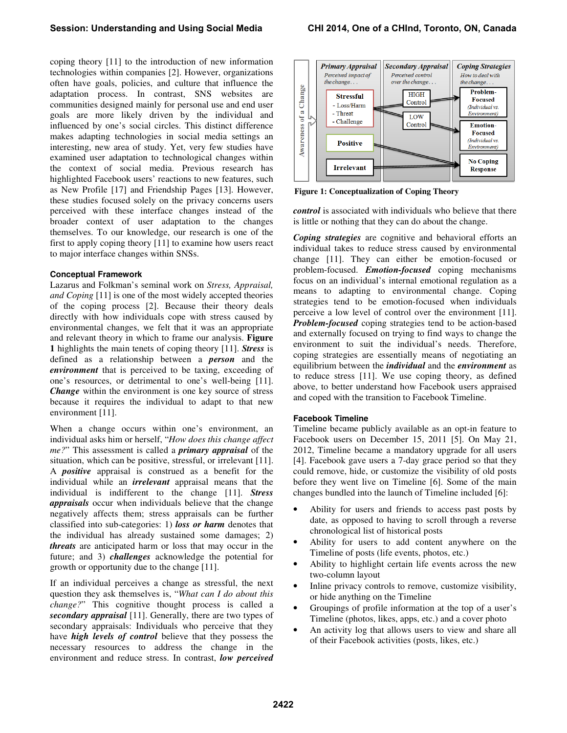coping theory [11] to the introduction of new information technologies within companies [2]. However, organizations often have goals, policies, and culture that influence the adaptation process. In contrast, SNS websites are communities designed mainly for personal use and end user goals are more likely driven by the individual and influenced by one's social circles. This distinct difference makes adapting technologies in social media settings an interesting, new area of study. Yet, very few studies have examined user adaptation to technological changes within the context of social media. Previous research has highlighted Facebook users' reactions to new features, such as New Profile [17] and Friendship Pages [13]. However, these studies focused solely on the privacy concerns users perceived with these interface changes instead of the broader context of user adaptation to the changes themselves. To our knowledge, our research is one of the first to apply coping theory [11] to examine how users react to major interface changes within SNSs.

### Conceptual Framework

Lazarus and Folkman's seminal work on *Stress, Appraisal, and Coping* [11] is one of the most widely accepted theories of the coping process [2]. Because their theory deals directly with how individuals cope with stress caused by environmental changes, we felt that it was an appropriate and relevant theory in which to frame our analysis. **Figure 1** highlights the main tenets of coping theory [11]. ***Stress*** is defined as a relationship between a ***person*** and the ***environment*** that is perceived to be taxing, exceeding of one's resources, or detrimental to one's well-being [11]. ***Change*** within the environment is one key source of stress because it requires the individual to adapt to that new environment [11].

When a change occurs within one's environment, an individual asks him or herself, "*How does this change affect me?*" This assessment is called a ***primary appraisal*** of the situation, which can be positive, stressful, or irrelevant [11]. A ***positive*** appraisal is construed as a benefit for the individual while an ***irrelevant*** appraisal means that the individual is indifferent to the change [11]. ***Stress appraisals*** occur when individuals believe that the change negatively affects them; stress appraisals can be further classified into sub-categories: 1) ***loss or harm*** denotes that the individual has already sustained some damages; 2) ***threats*** are anticipated harm or loss that may occur in the future; and 3) ***challenges*** acknowledge the potential for growth or opportunity due to the change [11].

If an individual perceives a change as stressful, the next question they ask themselves is, "*What can I do about this change?*" This cognitive thought process is called a ***secondary appraisal*** [11]. Generally, there are two types of secondary appraisals: Individuals who perceive that they have ***high levels of control*** believe that they possess the necessary resources to address the change in the environment and reduce stress. In contrast, ***low perceived control*** is associated with individuals who believe that there is little or nothing that they can do about the change.

**Figure 1: Conceptualization of Coping Theory**

***Coping strategies*** are cognitive and behavioral efforts an individual takes to reduce stress caused by environmental change [11]. They can either be emotion-focused or problem-focused. ***Emotion-focused*** coping mechanisms focus on an individual's internal emotional regulation as a means to adapting to environmental change. Coping strategies tend to be emotion-focused when individuals perceive a low level of control over the environment [11]. ***Problem-focused*** coping strategies tend to be action-based and externally focused on trying to find ways to change the environment to suit the individual's needs. Therefore, coping strategies are essentially means of negotiating an equilibrium between the ***individual*** and the ***environment*** as to reduce stress [11]. We use coping theory, as defined above, to better understand how Facebook users appraised and coped with the transition to Facebook Timeline.

### Facebook Timeline

Timeline became publicly available as an opt-in feature to Facebook users on December 15, 2011 [5]. On May 21, 2012, Timeline became a mandatory upgrade for all users [4]. Facebook gave users a 7-day grace period so that they could remove, hide, or customize the visibility of old posts before they went live on Timeline [6]. Some of the main changes bundled into the launch of Timeline included [6]:

- Ability for users and friends to access past posts by date, as opposed to having to scroll through a reverse chronological list of historical posts
- Ability for users to add content anywhere on the Timeline of posts (life events, photos, etc.)
- Ability to highlight certain life events across the new two-column layout
- Inline privacy controls to remove, customize visibility, or hide anything on the Timeline
- Groupings of profile information at the top of a user's Timeline (photos, likes, apps, etc.) and a cover photo
- An activity log that allows users to view and share all of their Facebook activities (posts, likes, etc.)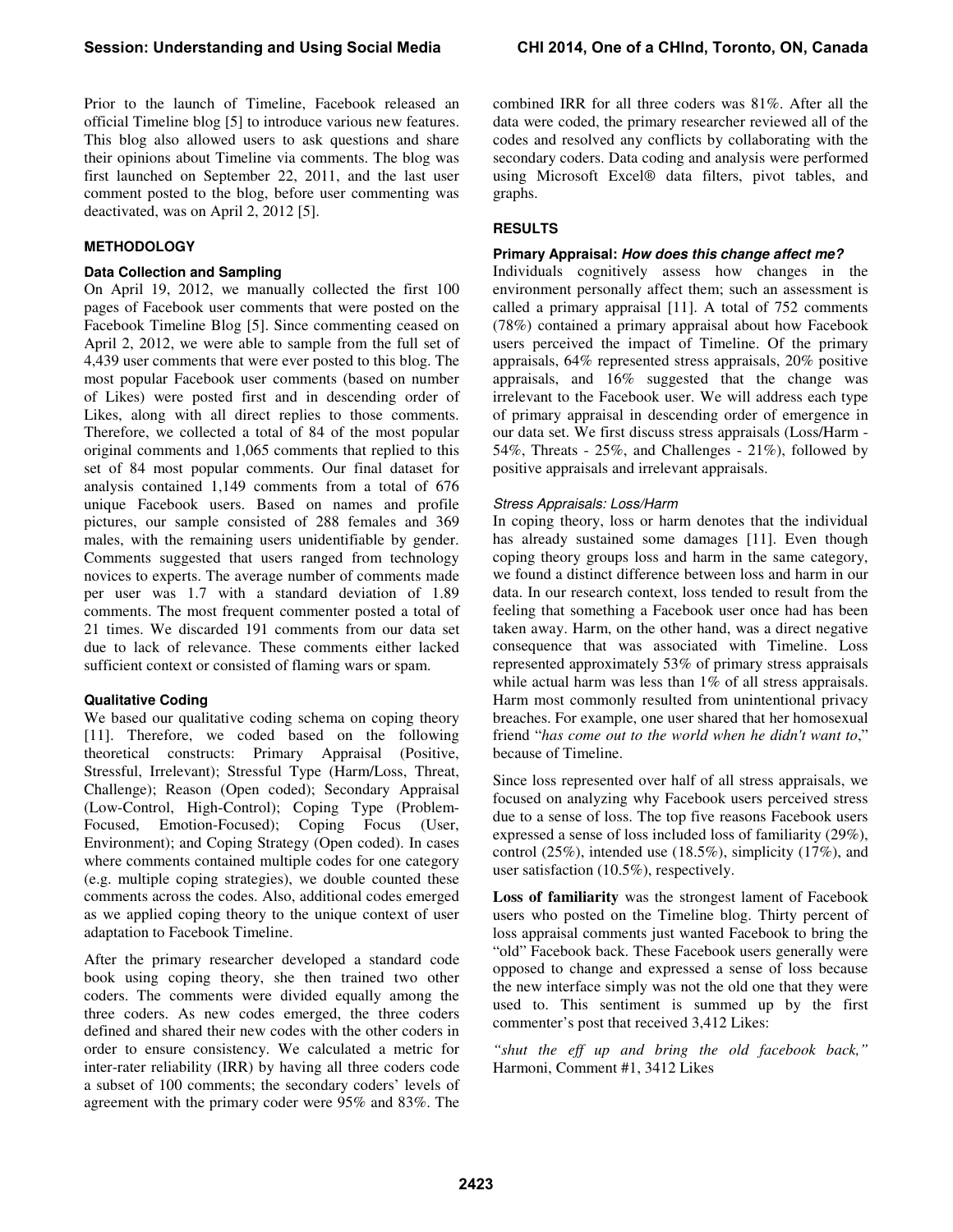Prior to the launch of Timeline, Facebook released an official Timeline blog [5] to introduce various new features. This blog also allowed users to ask questions and share their opinions about Timeline via comments. The blog was first launched on September 22, 2011, and the last user comment posted to the blog, before user commenting was deactivated, was on April 2, 2012 [5].

## METHODOLOGY

### Data Collection and Sampling

On April 19, 2012, we manually collected the first 100 pages of Facebook user comments that were posted on the Facebook Timeline Blog [5]. Since commenting ceased on April 2, 2012, we were able to sample from the full set of 4,439 user comments that were ever posted to this blog. The most popular Facebook user comments (based on number of Likes) were posted first and in descending order of Likes, along with all direct replies to those comments. Therefore, we collected a total of 84 of the most popular original comments and 1,065 comments that replied to this set of 84 most popular comments. Our final dataset for analysis contained 1,149 comments from a total of 676 unique Facebook users. Based on names and profile pictures, our sample consisted of 288 females and 369 males, with the remaining users unidentifiable by gender. Comments suggested that users ranged from technology novices to experts. The average number of comments made per user was 1.7 with a standard deviation of 1.89 comments. The most frequent commenter posted a total of 21 times. We discarded 191 comments from our data set due to lack of relevance. These comments either lacked sufficient context or consisted of flaming wars or spam.

### Qualitative Coding

We based our qualitative coding schema on coping theory [11]. Therefore, we coded based on the following theoretical constructs: Primary Appraisal (Positive, Stressful, Irrelevant); Stressful Type (Harm/Loss, Threat, Challenge); Reason (Open coded); Secondary Appraisal (Low-Control, High-Control); Coping Type (Problem-Focused, Emotion-Focused); Coping Focus (User, Environment); and Coping Strategy (Open coded). In cases where comments contained multiple codes for one category (e.g. multiple coping strategies), we double counted these comments across the codes. Also, additional codes emerged as we applied coping theory to the unique context of user adaptation to Facebook Timeline.

After the primary researcher developed a standard code book using coping theory, she then trained two other coders. The comments were divided equally among the three coders. As new codes emerged, the three coders defined and shared their new codes with the other coders in order to ensure consistency. We calculated a metric for inter-rater reliability (IRR) by having all three coders code a subset of 100 comments; the secondary coders' levels of agreement with the primary coder were 95% and 83%. The combined IRR for all three coders was 81%. After all the data were coded, the primary researcher reviewed all of the codes and resolved any conflicts by collaborating with the secondary coders. Data coding and analysis were performed using Microsoft Excel® data filters, pivot tables, and graphs.

## RESULTS

### Primary Appraisal: *How does this change affect me?*

Individuals cognitively assess how changes in the environment personally affect them; such an assessment is called a primary appraisal [11]. A total of 752 comments (78%) contained a primary appraisal about how Facebook users perceived the impact of Timeline. Of the primary appraisals, 64% represented stress appraisals, 20% positive appraisals, and 16% suggested that the change was irrelevant to the Facebook user. We will address each type of primary appraisal in descending order of emergence in our data set. We first discuss stress appraisals (Loss/Harm - 54%, Threats - 25%, and Challenges - 21%), followed by positive appraisals and irrelevant appraisals.

#### *Stress Appraisals: Loss/Harm*

In coping theory, loss or harm denotes that the individual has already sustained some damages [11]. Even though coping theory groups loss and harm in the same category, we found a distinct difference between loss and harm in our data. In our research context, loss tended to result from the feeling that something a Facebook user once had has been taken away. Harm, on the other hand, was a direct negative consequence that was associated with Timeline. Loss represented approximately 53% of primary stress appraisals while actual harm was less than 1% of all stress appraisals. Harm most commonly resulted from unintentional privacy breaches. For example, one user shared that her homosexual friend "*has come out to the world when he didn't want to*," because of Timeline.

Since loss represented over half of all stress appraisals, we focused on analyzing why Facebook users perceived stress due to a sense of loss. The top five reasons Facebook users expressed a sense of loss included loss of familiarity (29%), control (25%), intended use (18.5%), simplicity (17%), and user satisfaction (10.5%), respectively.

**Loss of familiarity** was the strongest lament of Facebook users who posted on the Timeline blog. Thirty percent of loss appraisal comments just wanted Facebook to bring the "old" Facebook back. These Facebook users generally were opposed to change and expressed a sense of loss because the new interface simply was not the old one that they were used to. This sentiment is summed up by the first commenter's post that received 3,412 Likes:

*"shut the eff up and bring the old facebook back,"* Harmoni, Comment #1, 3412 Likes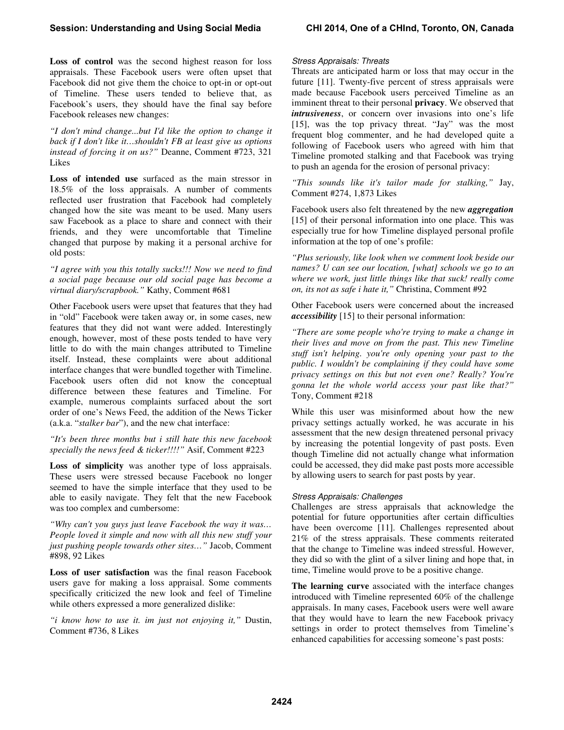**Loss of control** was the second highest reason for loss appraisals. These Facebook users were often upset that Facebook did not give them the choice to opt-in or opt-out of Timeline. These users tended to believe that, as Facebook's users, they should have the final say before Facebook releases new changes:

*"I don't mind change...but I'd like the option to change it back if I don't like it…shouldn't FB at least give us options instead of forcing it on us?"* Deanne, Comment #723, 321 Likes

**Loss of intended use** surfaced as the main stressor in 18.5% of the loss appraisals. A number of comments reflected user frustration that Facebook had completely changed how the site was meant to be used. Many users saw Facebook as a place to share and connect with their friends, and they were uncomfortable that Timeline changed that purpose by making it a personal archive for old posts:

*"I agree with you this totally sucks!!! Now we need to find a social page because our old social page has become a virtual diary/scrapbook."* Kathy, Comment #681

Other Facebook users were upset that features that they had in "old" Facebook were taken away or, in some cases, new features that they did not want were added. Interestingly enough, however, most of these posts tended to have very little to do with the main changes attributed to Timeline itself. Instead, these complaints were about additional interface changes that were bundled together with Timeline. Facebook users often did not know the conceptual difference between these features and Timeline. For example, numerous complaints surfaced about the sort order of one's News Feed, the addition of the News Ticker (a.k.a. "*stalker bar*"), and the new chat interface:

*"It's been three months but i still hate this new facebook specially the news feed & ticker!!!!"* Asif, Comment #223

**Loss of simplicity** was another type of loss appraisals. These users were stressed because Facebook no longer seemed to have the simple interface that they used to be able to easily navigate. They felt that the new Facebook was too complex and cumbersome:

*"Why can't you guys just leave Facebook the way it was… People loved it simple and now with all this new stuff your just pushing people towards other sites…"* Jacob, Comment #898, 92 Likes

**Loss of user satisfaction** was the final reason Facebook users gave for making a loss appraisal. Some comments specifically criticized the new look and feel of Timeline while others expressed a more generalized dislike:

*"i know how to use it. im just not enjoying it,"* Dustin, Comment #736, 8 Likes

### *Stress Appraisals: Threats*

Threats are anticipated harm or loss that may occur in the future [11]. Twenty-five percent of stress appraisals were made because Facebook users perceived Timeline as an imminent threat to their personal **privacy**. We observed that ***intrusiveness***, or concern over invasions into one's life [15], was the top privacy threat. "Jay" was the most frequent blog commenter, and he had developed quite a following of Facebook users who agreed with him that Timeline promoted stalking and that Facebook was trying to push an agenda for the erosion of personal privacy:

*"This sounds like it's tailor made for stalking,"* Jay, Comment #274, 1,873 Likes

Facebook users also felt threatened by the new ***aggregation*** [15] of their personal information into one place. This was especially true for how Timeline displayed personal profile information at the top of one's profile:

*"Plus seriously, like look when we comment look beside our names? U can see our location, [what] schools we go to an where we work, just little things like that suck! really come on, its not as safe i hate it,"* Christina, Comment #92

Other Facebook users were concerned about the increased ***accessibility*** [15] to their personal information:

*"There are some people who're trying to make a change in their lives and move on from the past. This new Timeline stuff isn't helping. you're only opening your past to the public. I wouldn't be complaining if they could have some privacy settings on this but not even one? Really? You're gonna let the whole world access your past like that?"* Tony, Comment #218

While this user was misinformed about how the new privacy settings actually worked, he was accurate in his assessment that the new design threatened personal privacy by increasing the potential longevity of past posts. Even though Timeline did not actually change what information could be accessed, they did make past posts more accessible by allowing users to search for past posts by year.

### *Stress Appraisals: Challenges*

Challenges are stress appraisals that acknowledge the potential for future opportunities after certain difficulties have been overcome [11]. Challenges represented about 21% of the stress appraisals. These comments reiterated that the change to Timeline was indeed stressful. However, they did so with the glint of a silver lining and hope that, in time, Timeline would prove to be a positive change.

**The learning curve** associated with the interface changes introduced with Timeline represented 60% of the challenge appraisals. In many cases, Facebook users were well aware that they would have to learn the new Facebook privacy settings in order to protect themselves from Timeline's enhanced capabilities for accessing someone's past posts: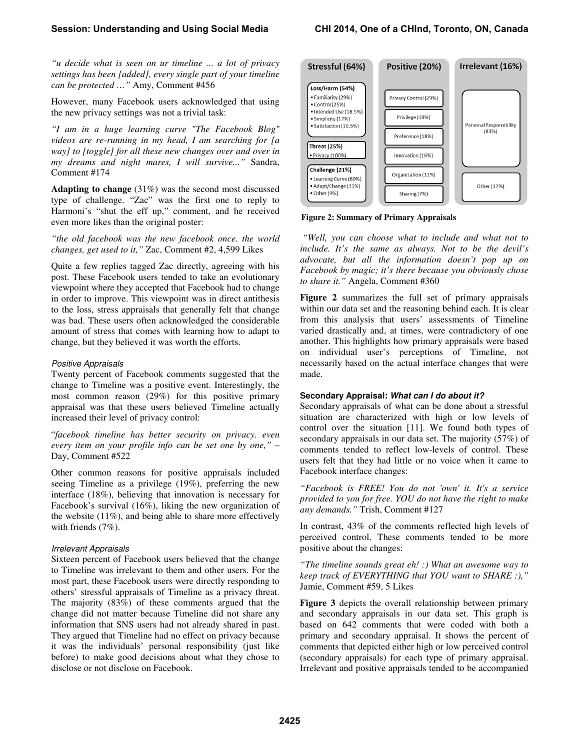*"u decide what is seen on ur timeline ... a lot of privacy settings has been [added], every single part of your timeline can be protected …"* Amy, Comment #456

However, many Facebook users acknowledged that using the new privacy settings was not a trivial task:

*"I am in a huge learning curve "The Facebook Blog" videos are re-running in my head, I am searching for [a way] to [toggle] for all these new changes over and over in my dreams and night mares, I will survive..."* Sandra, Comment #174

**Adapting to change** (31%) was the second most discussed type of challenge. "Zac" was the first one to reply to Harmoni's "shut the eff up," comment, and he received even more likes than the original poster:

*"the old facebook was the new facebook once. the world changes, get used to it,"* Zac, Comment #2, 4,599 Likes

Quite a few replies tagged Zac directly, agreeing with his post. These Facebook users tended to take an evolutionary viewpoint where they accepted that Facebook had to change in order to improve. This viewpoint was in direct antithesis to the loss, stress appraisals that generally felt that change was bad. These users often acknowledged the considerable amount of stress that comes with learning how to adapt to change, but they believed it was worth the efforts.

### *Positive Appraisals*

Twenty percent of Facebook comments suggested that the change to Timeline was a positive event. Interestingly, the most common reason (29%) for this positive primary appraisal was that these users believed Timeline actually increased their level of privacy control:

"*facebook timeline has better security on privacy. even every item on your profile info can be set one by one,"* – Day, Comment #522

Other common reasons for positive appraisals included seeing Timeline as a privilege (19%), preferring the new interface (18%), believing that innovation is necessary for Facebook's survival (16%), liking the new organization of the website (11%), and being able to share more effectively with friends (7%).

### *Irrelevant Appraisals*

Sixteen percent of Facebook users believed that the change to Timeline was irrelevant to them and other users. For the most part, these Facebook users were directly responding to others' stressful appraisals of Timeline as a privacy threat. The majority (83%) of these comments argued that the change did not matter because Timeline did not share any information that SNS users had not already shared in past. They argued that Timeline had no effect on privacy because it was the individuals' personal responsibility (just like before) to make good decisions about what they chose to disclose or not disclose on Facebook.

| Stressful (64%) | Positive (20%) | Irrelevant (16%) |
|---|---|---|
| **Loss/Harm (54%)**: Familiarity (29%); Control (25%); Intended Use (18.5%); Simplicity (17%); Satisfaction (10.5%) | Privacy Control (29%) | Personal Responsibility (83%) |
| **Threat (25%)**: Privacy (100%) | Privilege (19%) | Other (17%) |
| **Challenge (21%)**: Learning Curve (60%); Adapt/Change (31%); Other (9%) | Preference (18%) | |
| | Innovation (16%) | |
| | Organization (11%) | |
| | Sharing (7%) | |

**Figure 2: Summary of Primary Appraisals**

*"Well, you can choose what to include and what not to include. It's the same as always. Not to be the devil's advocate, but all the information doesn't pop up on Facebook by magic; it's there because you obviously chose to share it."* Angela, Comment #360

**Figure 2** summarizes the full set of primary appraisals within our data set and the reasoning behind each. It is clear from this analysis that users' assessments of Timeline varied drastically and, at times, were contradictory of one another. This highlights how primary appraisals were based on individual user's perceptions of Timeline, not necessarily based on the actual interface changes that were made.

### Secondary Appraisal: *What can I do about it?*

Secondary appraisals of what can be done about a stressful situation are characterized with high or low levels of control over the situation [11]. We found both types of secondary appraisals in our data set. The majority (57%) of comments tended to reflect low-levels of control. These users felt that they had little or no voice when it came to Facebook interface changes:

*"Facebook is FREE! You do not 'own' it. It's a service provided to you for free. YOU do not have the right to make any demands."* Trish, Comment #127

In contrast, 43% of the comments reflected high levels of perceived control. These comments tended to be more positive about the changes:

*"The timeline sounds great eh! :) What an awesome way to keep track of EVERYTHING that YOU want to SHARE :),"* Jamie, Comment #59, 5 Likes

**Figure 3** depicts the overall relationship between primary and secondary appraisals in our data set. This graph is based on 642 comments that were coded with both a primary and secondary appraisal. It shows the percent of comments that depicted either high or low perceived control (secondary appraisals) for each type of primary appraisal. Irrelevant and positive appraisals tended to be accompanied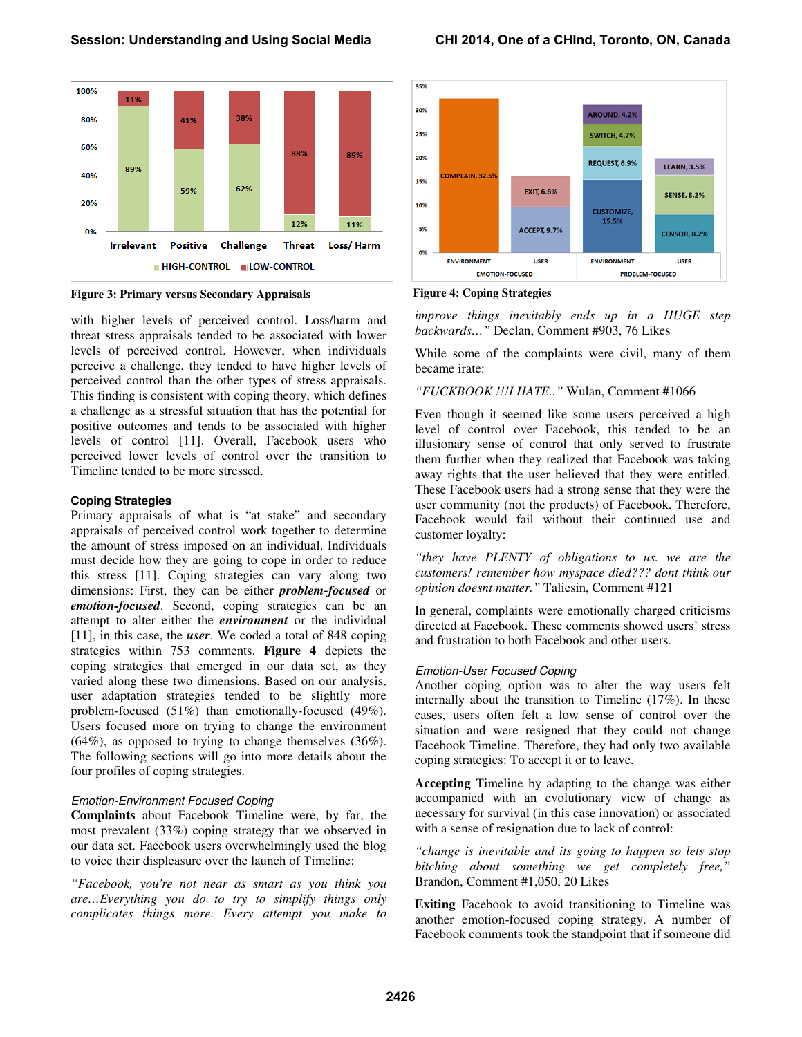Figure 3: Primary versus Secondary Appraisals

Figure 4: Coping Strategies

with higher levels of perceived control. Loss/harm and threat stress appraisals tended to be associated with lower levels of perceived control. However, when individuals perceive a challenge, they tended to have higher levels of perceived control than the other types of stress appraisals. This finding is consistent with coping theory, which defines a challenge as a stressful situation that has the potential for positive outcomes and tends to be associated with higher levels of control [11]. Overall, Facebook users who perceived lower levels of control over the transition to Timeline tended to be more stressed.

### Coping Strategies

Primary appraisals of what is "at stake" and secondary appraisals of perceived control work together to determine the amount of stress imposed on an individual. Individuals must decide how they are going to cope in order to reduce this stress [11]. Coping strategies can vary along two dimensions: First, they can be either ***problem-focused*** or ***emotion-focused***. Second, coping strategies can an attempt to alter either the ***environment*** or the individual [11], in this case, the ***user***. We coded a total of 848 coping strategies within 753 comments. **Figure 4** depicts the coping strategies that emerged in our data set, as they varied along these two dimensions. Based on our analysis, user adaptation strategies tended to be slightly more problem-focused (51%) than emotionally-focused (49%). Users focused more on trying to change the environment (64%), as opposed to trying to change themselves (36%). The following sections will go into more details about the four profiles of coping strategies.

#### *Emotion-Environment Focused Coping*

**Complaints** about Facebook Timeline were, by far, the most prevalent (33%) coping strategy that we observed in our data set. Facebook users overwhelmingly used the blog to voice their displeasure over the launch of Timeline:

*"Facebook, you're not near as smart as you think you are…Everything you do to try to simplify things only complicates things more. Every attempt you make to improve things inevitably ends up in a HUGE step backwards…"* Declan, Comment #903, 76 Likes

While some of the complaints were civil, many of them became irate:

*"FUCKBOOK !!!I HATE.."* Wulan, Comment #1066

Even though it seemed like some users perceived a high level of control over Facebook, this tended to be an illusionary sense of control that only served to frustrate them further when they realized that Facebook was taking away rights that the user believed that they were entitled. These Facebook users had a strong sense that they were the user community (not the products) of Facebook. Therefore, Facebook would fail without their continued use and customer loyalty:

*"they have PLENTY of obligations to us. we are the customers! remember how myspace died??? dont think our opinion doesnt matter."* Taliesin, Comment #121

In general, complaints were emotionally charged criticisms directed at Facebook. These comments showed users' stress and frustration to both Facebook and other users.

#### *Emotion-User Focused Coping*

Another coping option was to alter the way users felt internally about the transition to Timeline (17%). In these cases, users often felt a low sense of control over the situation and were resigned that they could not change Facebook Timeline. Therefore, they had only two available coping strategies: To accept it or to leave.

**Accepting** Timeline by adapting to the change was either accompanied with an evolutionary view of change as necessary for survival (in this case innovation) or associated with a sense of resignation due to lack of control:

*"change is inevitable and its going to happen so lets stop bitching about something we get completely free,"* Brandon, Comment #1,050, 20 Likes

**Exiting** Facebook to avoid transitioning to Timeline was another emotion-focused coping strategy. A number of Facebook comments took the standpoint that if someone did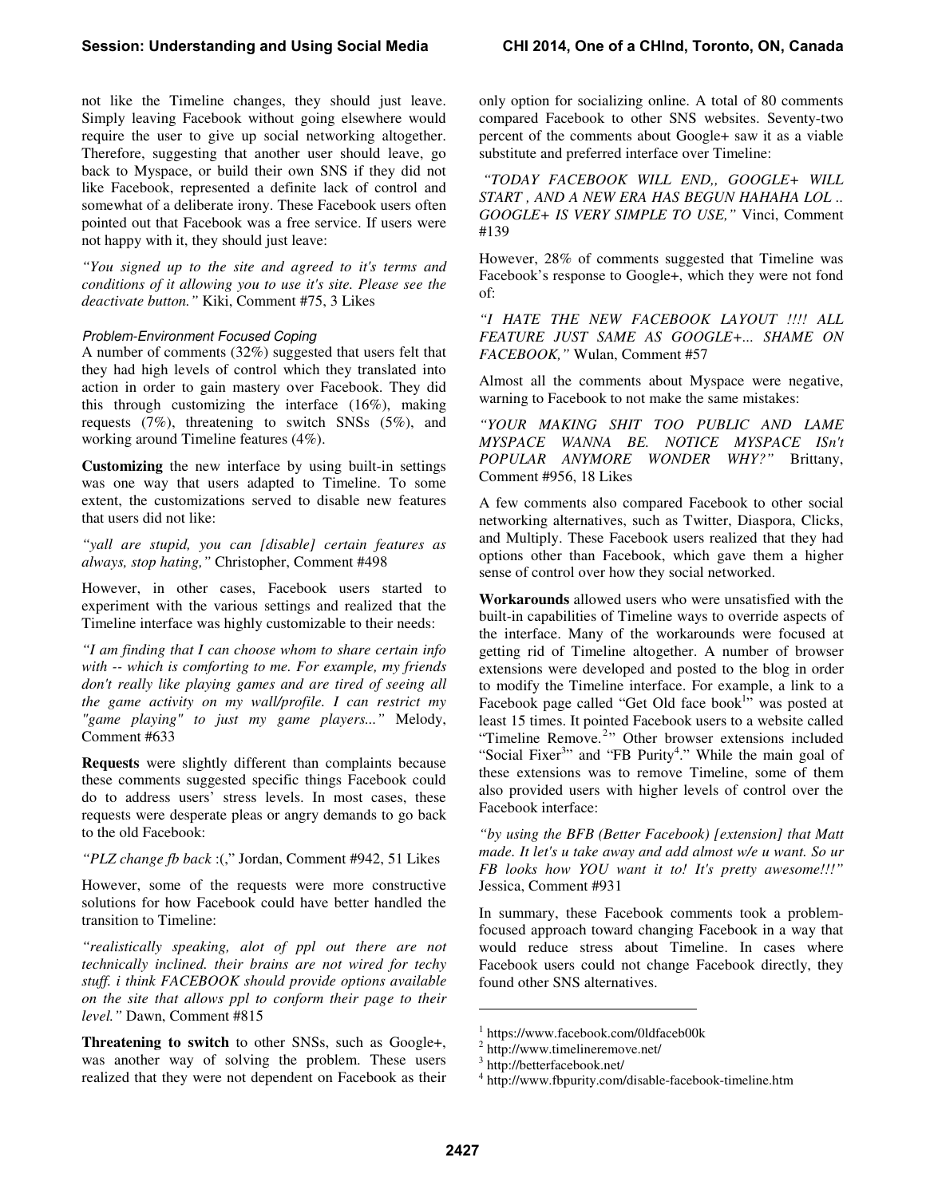not like the Timeline changes, they should just leave. Simply leaving Facebook without going elsewhere would require the user to give up social networking altogether. Therefore, suggesting that another user should leave, go back to Myspace, or build their own SNS if they did not like Facebook, represented a definite lack of control and somewhat of a deliberate irony. These Facebook users often pointed out that Facebook was a free service. If users were not happy with it, they should just leave:

*"You signed up to the site and agreed to it's terms and conditions of it allowing you to use it's site. Please see the deactivate button."* Kiki, Comment #75, 3 Likes

#### *Problem-Environment Focused Coping*

A number of comments (32%) suggested that users felt that they had high levels of control which they translated into action in order to gain mastery over Facebook. They did this through customizing the interface (16%), making requests (7%), threatening to switch SNSs (5%), and working around Timeline features (4%).

**Customizing** the new interface by using built-in settings was one way that users adapted to Timeline. To some extent, the customizations served to disable new features that users did not like:

*"yall are stupid, you can [disable] certain features as always, stop hating,"* Christopher, Comment #498

However, in other cases, Facebook users started to experiment with the various settings and realized that the Timeline interface was highly customizable to their needs:

*"I am finding that I can choose whom to share certain info with -- which is comforting to me. For example, my friends don't really like playing games and are tired of seeing all the game activity on my wall/profile. I can restrict my "game playing" to just my game players..."* Melody, Comment #633

**Requests** were slightly different than complaints because these comments suggested specific things Facebook could do to address users' stress levels. In most cases, these requests were desperate pleas or angry demands to go back to the old Facebook:

*"PLZ change fb back* :(," Jordan, Comment #942, 51 Likes

However, some of the requests were more constructive solutions for how Facebook could have better handled the transition to Timeline:

*"realistically speaking, alot of ppl out there are not technically inclined. their brains are not wired for techy stuff. i think FACEBOOK should provide options available on the site that allows ppl to conform their page to their level."* Dawn, Comment #815

**Threatening to switch** to other SNSs, such as Google+, was another way of solving the problem. These users realized that they were not dependent on Facebook as their only option for socializing online. A total of 80 comments compared Facebook to other SNS websites. Seventy-two percent of the comments about Google+ saw it as a viable substitute and preferred interface over Timeline:

*"TODAY FACEBOOK WILL END,, GOOGLE+ WILL START , AND A NEW ERA HAS BEGUN HAHAHA LOL .. GOOGLE+ IS VERY SIMPLE TO USE,"* Vinci, Comment #139

However, 28% of comments suggested that Timeline was Facebook's response to Google+, which they were not fond of:

*"I HATE THE NEW FACEBOOK LAYOUT !!!! ALL FEATURE JUST SAME AS GOOGLE+... SHAME ON FACEBOOK,"* Wulan, Comment #57

Almost all the comments about Myspace were negative, warning to Facebook to not make the same mistakes:

*"YOUR MAKING SHIT TOO PUBLIC AND LAME MYSPACE WANNA BE. NOTICE MYSPACE ISn't POPULAR ANYMORE WONDER WHY?"* Brittany, Comment #956, 18 Likes

A few comments also compared Facebook to other social networking alternatives, such as Twitter, Diaspora, Clicks, and Multiply. These Facebook users realized that they had options other than Facebook, which gave them a higher sense of control over how they social networked.

**Workarounds** allowed users who were unsatisfied with the built-in capabilities of Timeline ways to override aspects of the interface. Many of the workarounds were focused at getting rid of Timeline altogether. A number of browser extensions were developed and posted to the blog in order to modify the Timeline interface. For example, a link to a Facebook page called "Get Old face book[1]" was posted at least 15 times. It pointed Facebook users to a website called "Timeline Remove.[2]" Other browser extensions included "Social Fixer[3]" and "FB Purity[4]." While the main goal of these extensions was to remove Timeline, some of them also provided users with higher levels of control over the Facebook interface:

*"by using the BFB (Better Facebook) [extension] that Matt made. It let's u take away and add almost w/e u want. So ur FB looks how YOU want it to! It's pretty awesome!!!"* Jessica, Comment #931

In summary, these Facebook comments took a problem-focused approach toward changing Facebook in a way that would reduce stress about Timeline. In cases where Facebook users could not change Facebook directly, they found other SNS alternatives.

---

[1] https://www.facebook.com/0ldfaceb00k
[2] http://www.timelineremove.net/
[3] http://betterfacebook.net/
[4] http://www.fbpurity.com/disable-facebook-timeline.htm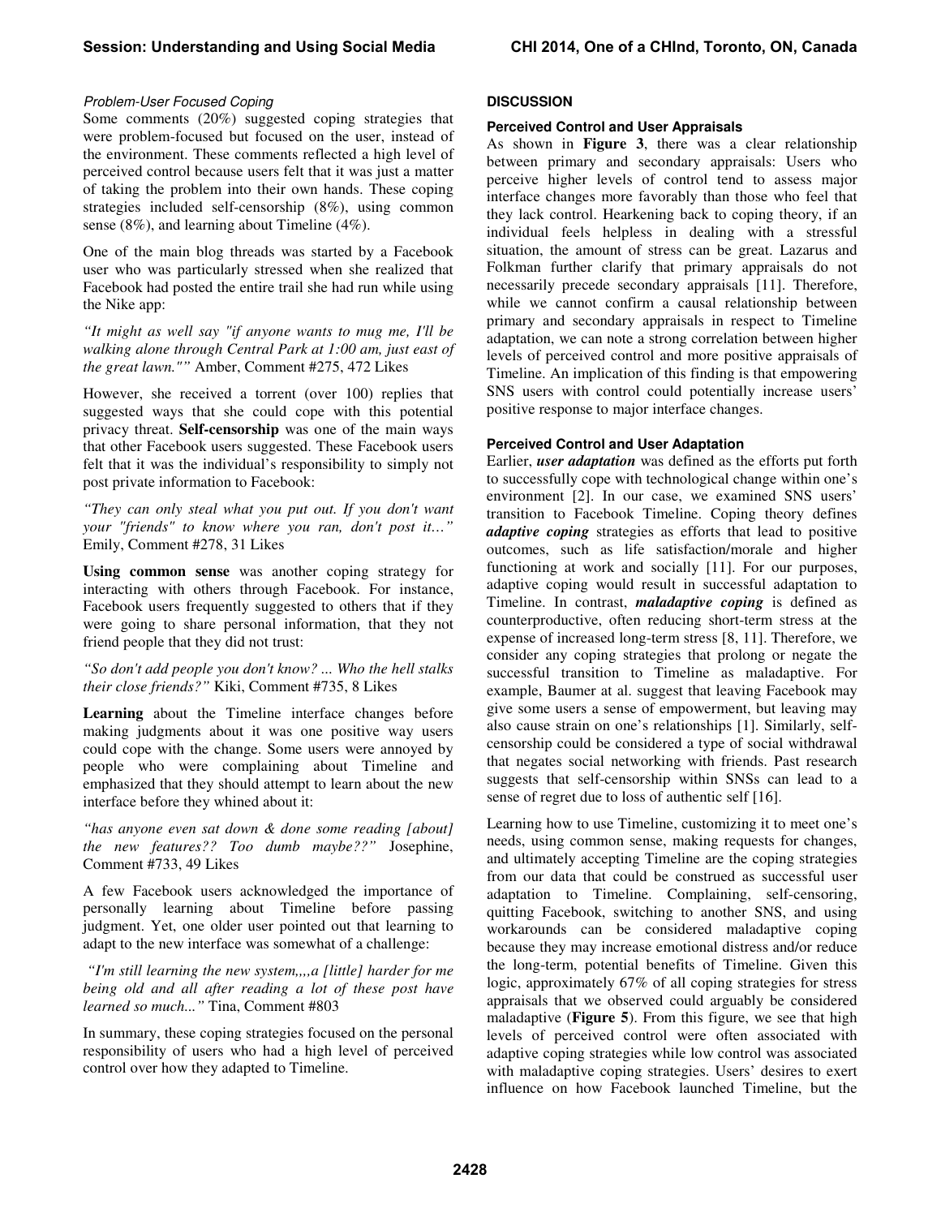#### *Problem-User Focused Coping*

Some comments (20%) suggested coping strategies that were problem-focused but focused on the user, instead of the environment. These comments reflected a high level of perceived control because users felt that it was just a matter of taking the problem into their own hands. These coping strategies included self-censorship (8%), using common sense (8%), and learning about Timeline (4%).

One of the main blog threads was started by a Facebook user who was particularly stressed when she realized that Facebook had posted the entire trail she had run while using the Nike app:

*"It might as well say "if anyone wants to mug me, I'll be walking alone through Central Park at 1:00 am, just east of the great lawn.""* Amber, Comment #275, 472 Likes

However, she received a torrent (over 100) replies that suggested ways that she could cope with this potential privacy threat. **Self-censorship** was one of the main ways that other Facebook users suggested. These Facebook users felt that it was the individual's responsibility to simply not post private information to Facebook:

*"They can only steal what you put out. If you don't want your "friends" to know where you ran, don't post it…"* Emily, Comment #278, 31 Likes

**Using common sense** was another coping strategy for interacting with others through Facebook. For instance, Facebook users frequently suggested to others that if they were going to share personal information, that they not friend people that they did not trust:

*"So don't add people you don't know? ... Who the hell stalks their close friends?"* Kiki, Comment #735, 8 Likes

**Learning** about the Timeline interface changes before making judgments about it was one positive way users could cope with the change. Some users were annoyed by people who were complaining about Timeline and emphasized that they should attempt to learn about the new interface before they whined about it:

*"has anyone even sat down & done some reading [about] the new features?? Too dumb maybe??"* Josephine, Comment #733, 49 Likes

A few Facebook users acknowledged the importance of personally learning about Timeline before passing judgment. Yet, one older user pointed out that learning to adapt to the new interface was somewhat of a challenge:

*"I'm still learning the new system,,,,a [little] harder for me being old and all after reading a lot of these post have learned so much..."* Tina, Comment #803

In summary, these coping strategies focused on the personal responsibility of users who had a high level of perceived control over how they adapted to Timeline.

## DISCUSSION

### Perceived Control and User Appraisals

As shown in **Figure 3**, there was a clear relationship between primary and secondary appraisals: Users who perceive higher levels of control tend to assess major interface changes more favorably than those who feel that they lack control. Hearkening back to coping theory, if an individual feels helpless in dealing with a stressful situation, the amount of stress can be great. Lazarus and Folkman further clarify that primary appraisals do not necessarily precede secondary appraisals [11]. Therefore, while we cannot confirm a causal relationship between primary and secondary appraisals in respect to Timeline adaptation, we can note a strong correlation between higher levels of perceived control and more positive appraisals of Timeline. An implication of this finding is that empowering SNS users with control could potentially increase users' positive response to major interface changes.

### Perceived Control and User Adaptation

Earlier, ***user adaptation*** was defined as the efforts put forth to successfully cope with technological change within one's environment [2]. In our case, we examined SNS users' transition to Facebook Timeline. Coping theory defines ***adaptive coping*** strategies as efforts that lead to positive outcomes, such as life satisfaction/morale and higher functioning at work and socially [11]. For our purposes, adaptive coping would result in successful adaptation to Timeline. In contrast, ***maladaptive coping*** is defined as counterproductive, often reducing short-term stress at the expense of increased long-term stress [8, 11]. Therefore, we consider any coping strategies that prolong or negate the successful transition to Timeline as maladaptive. For example, Baumer at al. suggest that leaving Facebook may give some users a sense of empowerment, but leaving may also cause strain on one's relationships [1]. Similarly, self-censorship could be considered a type of social withdrawal that negates social networking with friends. Past research suggests that self-censorship within SNSs can lead to a sense of regret due to loss of authentic self [16].

Learning how to use Timeline, customizing it to meet one's needs, using common sense, making requests for changes, and ultimately accepting Timeline are the coping strategies from our data that could be construed as successful user adaptation to Timeline. Complaining, self-censoring, quitting Facebook, switching to another SNS, and using workarounds can be considered maladaptive coping because they may increase emotional distress and/or reduce the long-term, potential benefits of Timeline. Given this logic, approximately 67% of all coping strategies for stress appraisals that we observed could arguably be considered maladaptive (**Figure 5**). From this figure, we see that high levels of perceived control were often associated with adaptive coping strategies while low control was associated with maladaptive coping strategies. Users' desires to exert influence on how Facebook launched Timeline, but the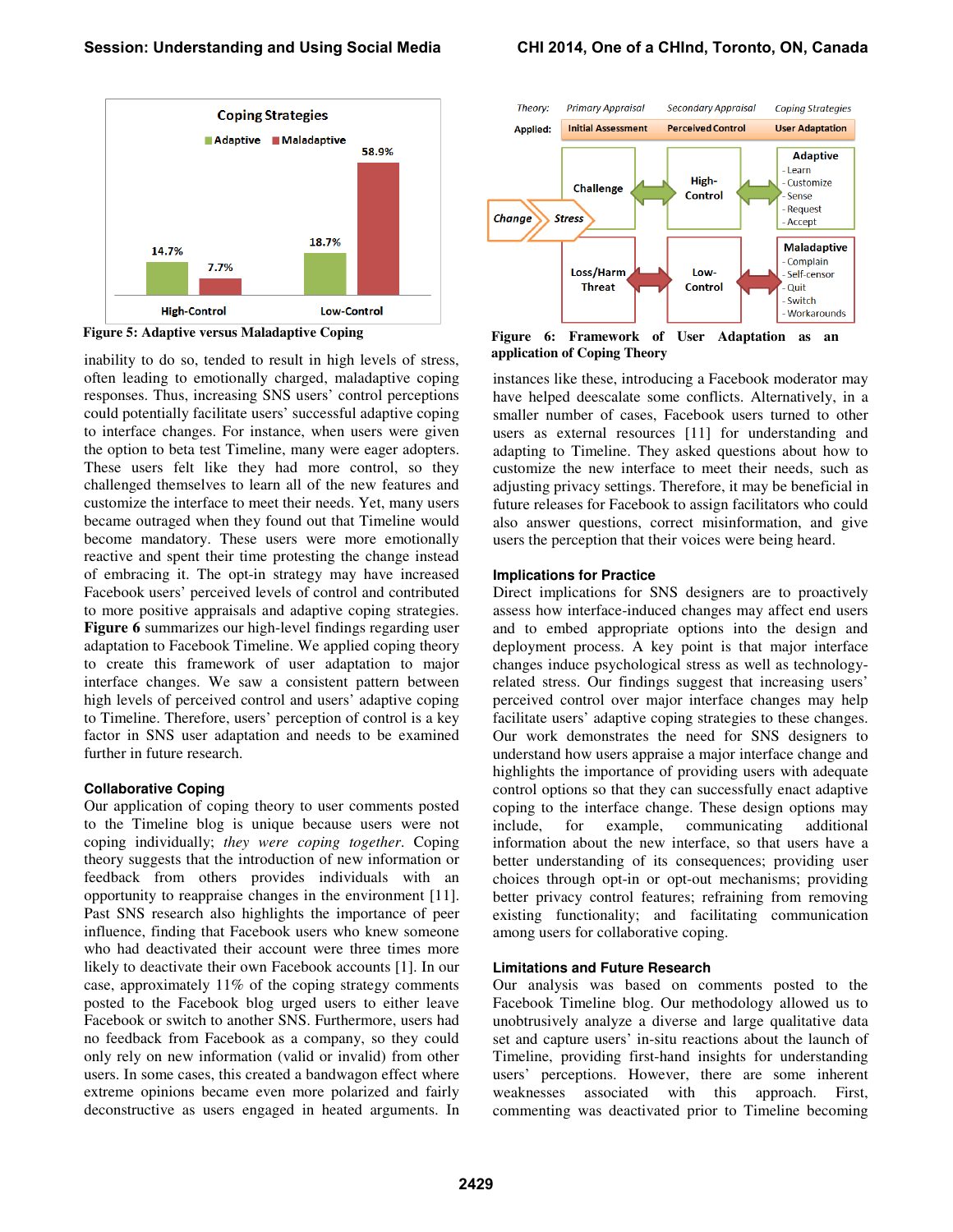Coping Strategies

Adaptive Maladaptive

14.7% 7.7% 18.7% 58.9%

High-Control Low-Control

**Figure 5: Adaptive versus Maladaptive Coping**

inability to do so, tended to result in high levels of stress, often leading to emotionally charged, maladaptive coping responses. Thus, increasing SNS users' control perceptions could potentially facilitate users' successful adaptive coping to interface changes. For instance, when users were given the option to beta test Timeline, many were eager adopters. These users felt like they had more control, so they challenged themselves to learn all of the new features and customize the interface to meet their needs. Yet, many users became outraged when they found out that Timeline would become mandatory. These users were more emotionally reactive and spent their time protesting the change instead of embracing it. The opt-in strategy may have increased Facebook users' perceived levels of control and contributed to more positive appraisals and adaptive coping strategies. **Figure 6** summarizes our high-level findings regarding user adaptation to Facebook Timeline. We applied coping theory to create this framework of user adaptation to major interface changes. We saw a consistent pattern between high levels of perceived control and users' adaptive coping to Timeline. Therefore, users' perception of control is a key factor in SNS user adaptation and needs to be examined further in future research.

### Collaborative Coping

Our application of coping theory to user comments posted to the Timeline blog is unique because users were not coping individually; *they were coping together*. Coping theory suggests that the introduction of new information or feedback from others provides individuals with an opportunity to reappraise changes in the environment [11]. Past SNS research also highlights the importance of peer influence, finding that Facebook users who knew someone who had deactivated their account were three times more likely to deactivate their own Facebook accounts [1]. In our case, approximately 11% of the coping strategy comments posted to the Facebook blog urged users to either leave Facebook or switch to another SNS. Furthermore, users had no feedback from Facebook as a company, so they could only rely on new information (valid or invalid) from other users. In some cases, this created a bandwagon effect where extreme opinions became even more polarized and fairly deconstructive as users engaged in heated arguments. In

Theory: Primary Appraisal | Secondary Appraisal | Coping Strategies

Applied: Initial Assessment | Perceived Control | User Adaptation

Change → Stress

Challenge ↔ High-Control ↔ Adaptive: - Learn - Customize - Sense - Request - Accept

Loss/Harm Threat ↔ Low-Control ↔ Maladaptive: - Complain - Self-censor - Quit - Switch - Workarounds

**Figure 6: Framework of User Adaptation as an application of Coping Theory**

instances like these, introducing a Facebook moderator may have helped deescalate some conflicts. Alternatively, in a smaller number of cases, Facebook users turned to other users as external resources [11] for understanding and adapting to Timeline. They asked questions about how to customize the new interface to meet their needs, such as adjusting privacy settings. Therefore, it may be beneficial in future releases for Facebook to assign facilitators who could also answer questions, correct misinformation, and give users the perception that their voices were being heard.

### Implications for Practice

Direct implications for SNS designers are to proactively assess how interface-induced changes may affect end users and to embed appropriate options into the design and deployment process. A key point is that major interface changes induce psychological stress as well as technology-related stress. Our findings suggest that increasing users' perceived control over major interface changes may help facilitate users' adaptive coping strategies to these changes. Our work demonstrates the need for SNS designers to understand how users appraise a major interface change and highlights the importance of providing users with adequate control options so that they can successfully enact adaptive coping to the interface change. These design options may include, for example, communicating additional information about the new interface, so that users have a better understanding of its consequences; providing user choices through opt-in or opt-out mechanisms; providing better privacy control features; refraining from removing existing functionality; and facilitating communication among users for collaborative coping.

### Limitations and Future Research

Our analysis was based on comments posted to the Facebook Timeline blog. Our methodology allowed us to unobtrusively analyze a diverse and large qualitative data set and capture users' in-situ reactions about the launch of Timeline, providing first-hand insights for understanding users' perceptions. However, there are some inherent weaknesses associated with this approach. First, commenting was deactivated prior to Timeline becoming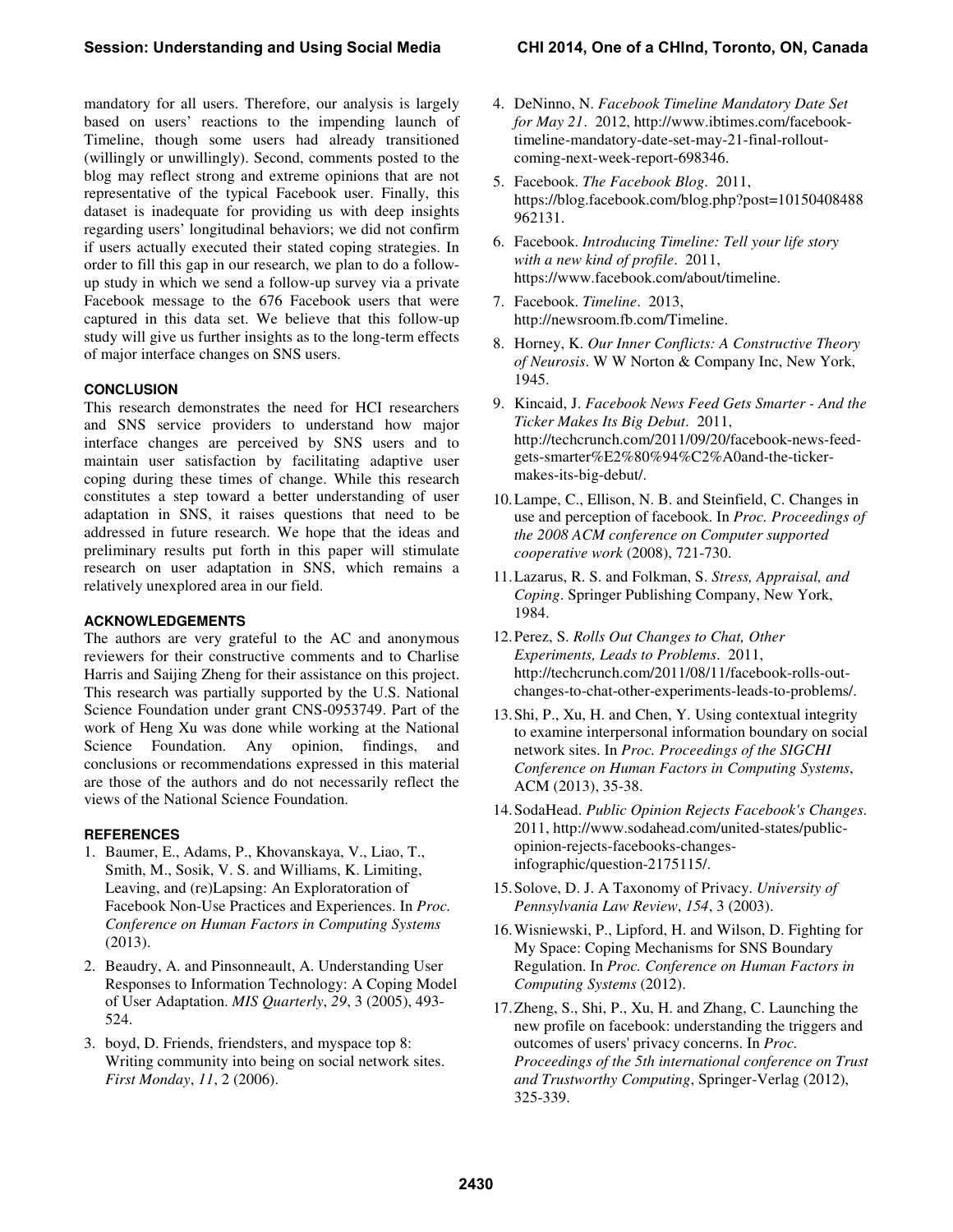mandatory for all users. Therefore, our analysis is largely based on users' reactions to the impending launch of Timeline, though some users had already transitioned (willingly or unwillingly). Second, comments posted to the blog may reflect strong and extreme opinions that are not representative of the typical Facebook user. Finally, this dataset is inadequate for providing us with deep insights regarding users' longitudinal behaviors; we did not confirm if users actually executed their stated coping strategies. In order to fill this gap in our research, we plan to do a follow-up study in which we send a follow-up survey via a private Facebook message to the 676 Facebook users that were captured in this data set. We believe that this follow-up study will give us further insights as to the long-term effects of major interface changes on SNS users.

## CONCLUSION

This research demonstrates the need for HCI researchers and SNS service providers to understand how major interface changes are perceived by SNS users and to maintain user satisfaction by facilitating adaptive user coping during these times of change. While this research constitutes a step toward a better understanding of user adaptation in SNS, it raises questions that need to be addressed in future research. We hope that the ideas and preliminary results put forth in this paper will stimulate research on user adaptation in SNS, which remains a relatively unexplored area in our field.

## ACKNOWLEDGEMENTS

The authors are very grateful to the AC and anonymous reviewers for their constructive comments and to Charlise Harris and Saijing Zheng for their assistance on this project. This research was partially supported by the U.S. National Science Foundation under grant CNS-0953749. Part of the work of Heng Xu was done while working at the National Science Foundation. Any opinion, findings, and conclusions or recommendations expressed in this material are those of the authors and do not necessarily reflect the views of the National Science Foundation.

## REFERENCES

1. Baumer, E., Adams, P., Khovanskaya, V., Liao, T., Smith, M., Sosik, V. S. and Williams, K. Limiting, Leaving, and (re)Lapsing: An Exploratoration of Facebook Non-Use Practices and Experiences. In *Proc. Conference on Human Factors in Computing Systems* (2013).
2. Beaudry, A. and Pinsonneault, A. Understanding User Responses to Information Technology: A Coping Model of User Adaptation. *MIS Quarterly*, *29*, 3 (2005), 493-524.
3. boyd, D. Friends, friendsters, and myspace top 8: Writing community into being on social network sites. *First Monday*, *11*, 2 (2006).
4. DeNinno, N. *Facebook Timeline Mandatory Date Set for May 21*. 2012, http://www.ibtimes.com/facebook-timeline-mandatory-date-set-may-21-final-rollout-coming-next-week-report-698346.
5. Facebook. *The Facebook Blog*. 2011, https://blog.facebook.com/blog.php?post=10150408488962131.
6. Facebook. *Introducing Timeline: Tell your life story with a new kind of profile*. 2011, https://www.facebook.com/about/timeline.
7. Facebook. *Timeline*. 2013, http://newsroom.fb.com/Timeline.
8. Horney, K. *Our Inner Conflicts: A Constructive Theory of Neurosis*. W W Norton & Company Inc, New York, 1945.
9. Kincaid, J. *Facebook News Feed Gets Smarter - And the Ticker Makes Its Big Debut*. 2011, http://techcrunch.com/2011/09/20/facebook-news-feed-gets-smarter%E2%80%94%C2%A0and-the-ticker-makes-its-big-debut/.
10. Lampe, C., Ellison, N. B. and Steinfield, C. Changes in use and perception of facebook. In *Proc. Proceedings of the 2008 ACM conference on Computer supported cooperative work* (2008), 721-730.
11. Lazarus, R. S. and Folkman, S. *Stress, Appraisal, and Coping*. Springer Publishing Company, New York, 1984.
12. Perez, S. *Rolls Out Changes to Chat, Other Experiments, Leads to Problems*. 2011, http://techcrunch.com/2011/08/11/facebook-rolls-out-changes-to-chat-other-experiments-leads-to-problems/.
13. Shi, P., Xu, H. and Chen, Y. Using contextual integrity to examine interpersonal information boundary on social network sites. In *Proc. Proceedings of the SIGCHI Conference on Human Factors in Computing Systems*, ACM (2013), 35-38.
14. SodaHead. *Public Opinion Rejects Facebook's Changes*. 2011, http://www.sodahead.com/united-states/public-opinion-rejects-facebooks-changes-infographic/question-2175115/.
15. Solove, D. J. A Taxonomy of Privacy. *University of Pennsylvania Law Review*, *154*, 3 (2003).
16. Wisniewski, P., Lipford, H. and Wilson, D. Fighting for My Space: Coping Mechanisms for SNS Boundary Regulation. In *Proc. Conference on Human Factors in Computing Systems* (2012).
17. Zheng, S., Shi, P., Xu, H. and Zhang, C. Launching the new profile on facebook: understanding the triggers and outcomes of users' privacy concerns. In *Proc. Proceedings of the 5th international conference on Trust and Trustworthy Computing*, Springer-Verlag (2012), 325-339.